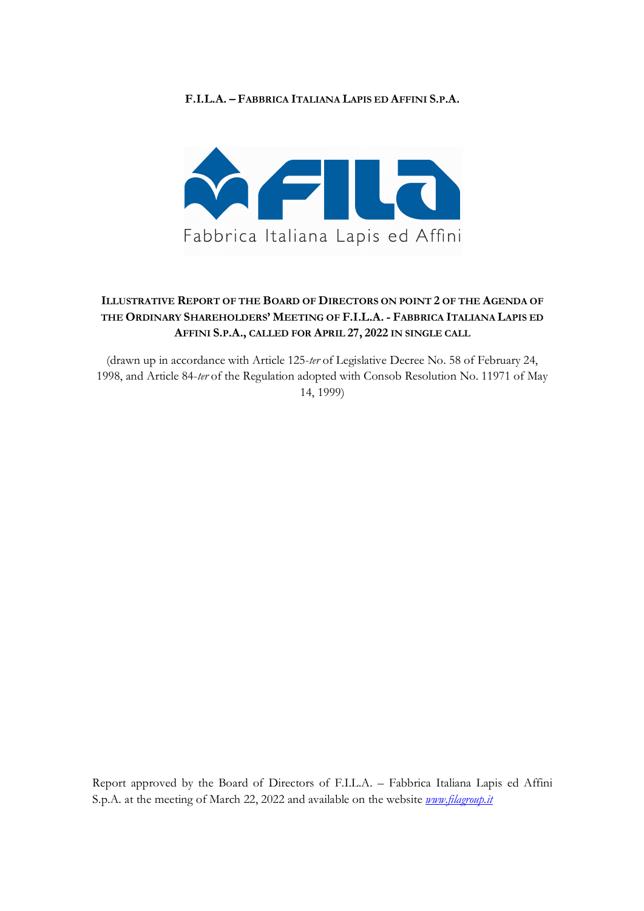**F.I.L.A. – FABBRICA ITALIANA LAPIS ED AFFINI S.P.A.**

# ILLUSTRATIVE REPORT OF THE BOARD OF DIRECTORS ON POINT 2 OF THE AGENDA OF THE ORDINARY SHAREHOLDERS' MEETING OF F.I.L.A. - FABBRICA ITALIANA LAPIS ED AFFINI S.P.A., CALLED FOR APRIL 27, 2022 IN SINGLE CALL

(drawn up in accordance with Article 125-*ter* of Legislative Decree No. 58 of February 24, 1998, and Article 84-*ter* of the Regulation adopted with Consob Resolution No. 11971 of May 14, 1999)

Report approved by the Board of Directors of F.I.L.A. – Fabbrica Italiana Lapis ed Affini S.p.A. at the meeting of March 22, 2022 and available on the website *www.filagroup.it*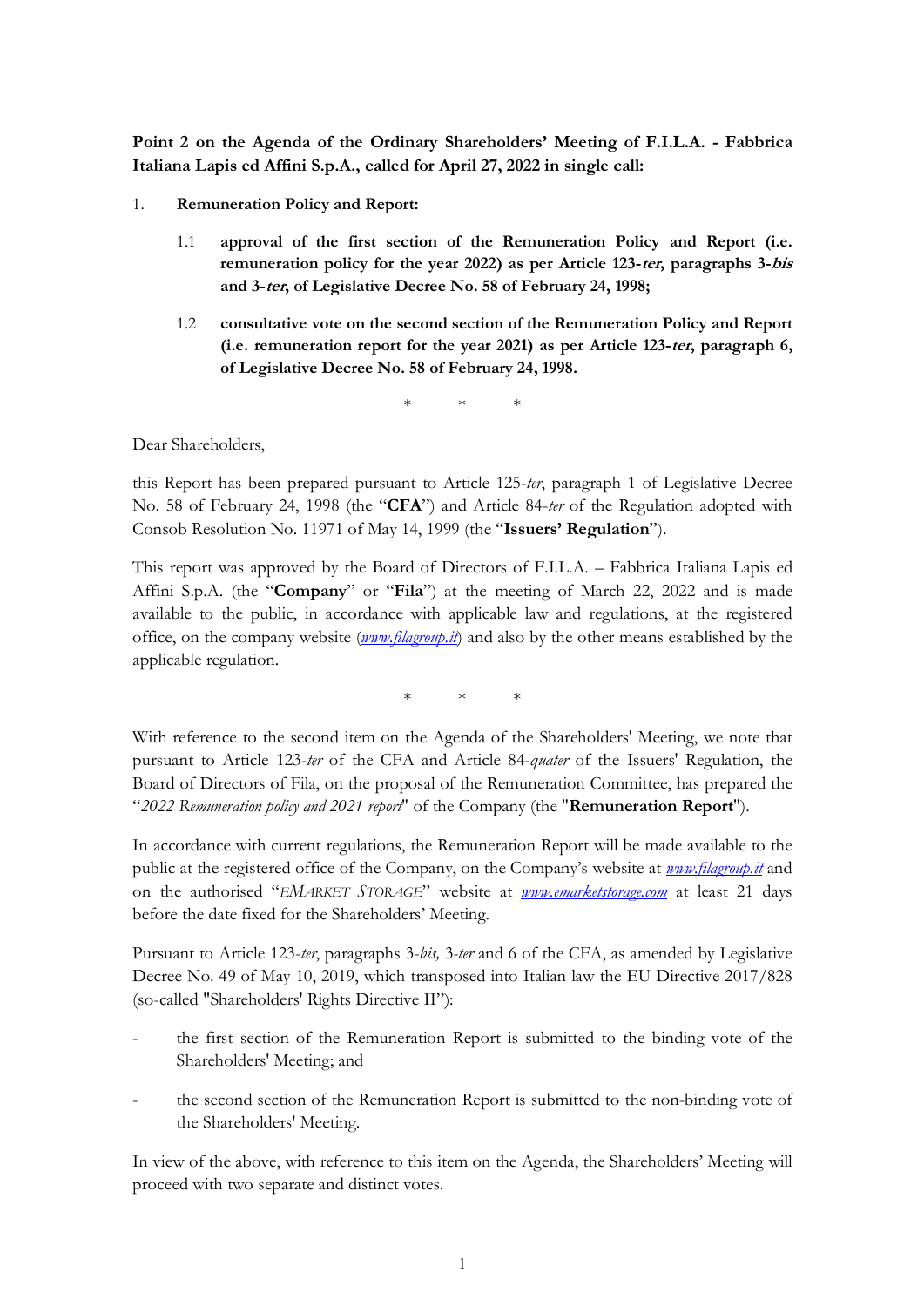**Point 2 on the Agenda of the Ordinary Shareholders' Meeting of F.I.L.A. - Fabbrica Italiana Lapis ed Affini S.p.A., called for April 27, 2022 in single call:**

1. **Remuneration Policy and Report:**

    1.1 **approval of the first section of the Remuneration Policy and Report (i.e. remuneration policy for the year 2022) as per Article 123-*ter*, paragraphs 3-*bis* and 3-*ter*, of Legislative Decree No. 58 of February 24, 1998;**

    1.2 **consultative vote on the second section of the Remuneration Policy and Report (i.e. remuneration report for the year 2021) as per Article 123-*ter*, paragraph 6, of Legislative Decree No. 58 of February 24, 1998.**

\* \* \*

Dear Shareholders,

this Report has been prepared pursuant to Article 125-*ter*, paragraph 1 of Legislative Decree No. 58 of February 24, 1998 (the "**CFA**") and Article 84-*ter* of the Regulation adopted with Consob Resolution No. 11971 of May 14, 1999 (the "**Issuers' Regulation**").

This report was approved by the Board of Directors of F.I.L.A. – Fabbrica Italiana Lapis ed Affini S.p.A. (the "**Company**" or "**Fila**") at the meeting of March 22, 2022 and is made available to the public, in accordance with applicable law and regulations, at the registered office, on the company website (*www.filagroup.it*) and also by the other means established by the applicable regulation.

\* \* \*

With reference to the second item on the Agenda of the Shareholders' Meeting, we note that pursuant to Article 123-*ter* of the CFA and Article 84-*quater* of the Issuers' Regulation, the Board of Directors of Fila, on the proposal of the Remuneration Committee, has prepared the "*2022 Remuneration policy and 2021 report*" of the Company (the "**Remuneration Report**").

In accordance with current regulations, the Remuneration Report will be made available to the public at the registered office of the Company, on the Company's website at *www.filagroup.it* and on the authorised "*EMARKET STORAGE*" website at *www.emarketstorage.com* at least 21 days before the date fixed for the Shareholders' Meeting.

Pursuant to Article 123-*ter*, paragraphs 3-*bis,* 3-*ter* and 6 of the CFA, as amended by Legislative Decree No. 49 of May 10, 2019, which transposed into Italian law the EU Directive 2017/828 (so-called "Shareholders' Rights Directive II"):

- the first section of the Remuneration Report is submitted to the binding vote of the Shareholders' Meeting; and
- the second section of the Remuneration Report is submitted to the non-binding vote of the Shareholders' Meeting.

In view of the above, with reference to this item on the Agenda, the Shareholders' Meeting will proceed with two separate and distinct votes.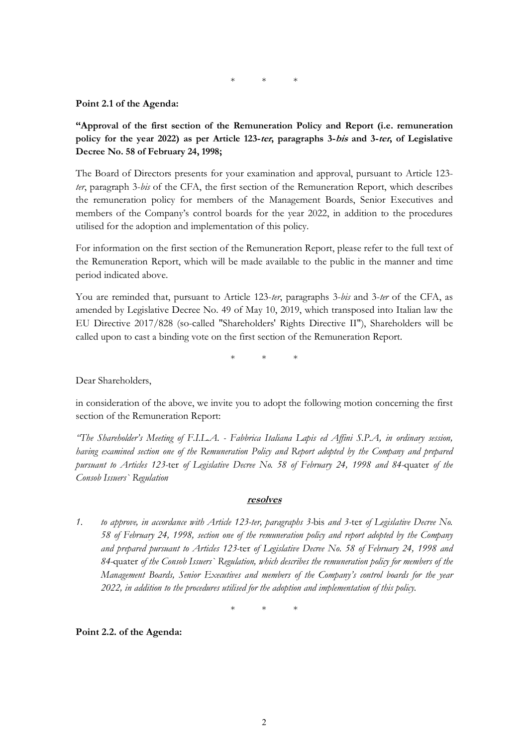\*   \*   \*

**Point 2.1 of the Agenda:**

**"Approval of the first section of the Remuneration Policy and Report (i.e. remuneration policy for the year 2022) as per Article 123-*ter*, paragraphs 3-*bis* and 3-*ter*, of Legislative Decree No. 58 of February 24, 1998;**

The Board of Directors presents for your examination and approval, pursuant to Article 123-*ter*, paragraph 3-*bis* of the CFA, the first section of the Remuneration Report, which describes the remuneration policy for members of the Management Boards, Senior Executives and members of the Company's control boards for the year 2022, in addition to the procedures utilised for the adoption and implementation of this policy.

For information on the first section of the Remuneration Report, please refer to the full text of the Remuneration Report, which will be made available to the public in the manner and time period indicated above.

You are reminded that, pursuant to Article 123-*ter*, paragraphs 3-*bis* and 3-*ter* of the CFA, as amended by Legislative Decree No. 49 of May 10, 2019, which transposed into Italian law the EU Directive 2017/828 (so-called "Shareholders' Rights Directive II"), Shareholders will be called upon to cast a binding vote on the first section of the Remuneration Report.

\*   \*   \*

Dear Shareholders,

in consideration of the above, we invite you to adopt the following motion concerning the first section of the Remuneration Report:

*"The Shareholder's Meeting of F.I.L.A. - Fabbrica Italiana Lapis ed Affini S.P.A, in ordinary session, having examined section one of the Remuneration Policy and Report adopted by the Company and prepared pursuant to Articles 123-*ter *of Legislative Decree No. 58 of February 24, 1998 and 84-*quater *of the Consob Issuers` Regulation*

***<u>resolves</u>***

1. *to approve, in accordance with Article 123-ter, paragraphs 3-*bis *and 3-*ter *of Legislative Decree No. 58 of February 24, 1998, section one of the remuneration policy and report adopted by the Company and prepared pursuant to Articles 123-*ter *of Legislative Decree No. 58 of February 24, 1998 and 84-*quater *of the Consob Issuers` Regulation, which describes the remuneration policy for members of the Management Boards, Senior Executives and members of the Company's control boards for the year 2022, in addition to the procedures utilised for the adoption and implementation of this policy.*

\*   \*   \*

**Point 2.2. of the Agenda:**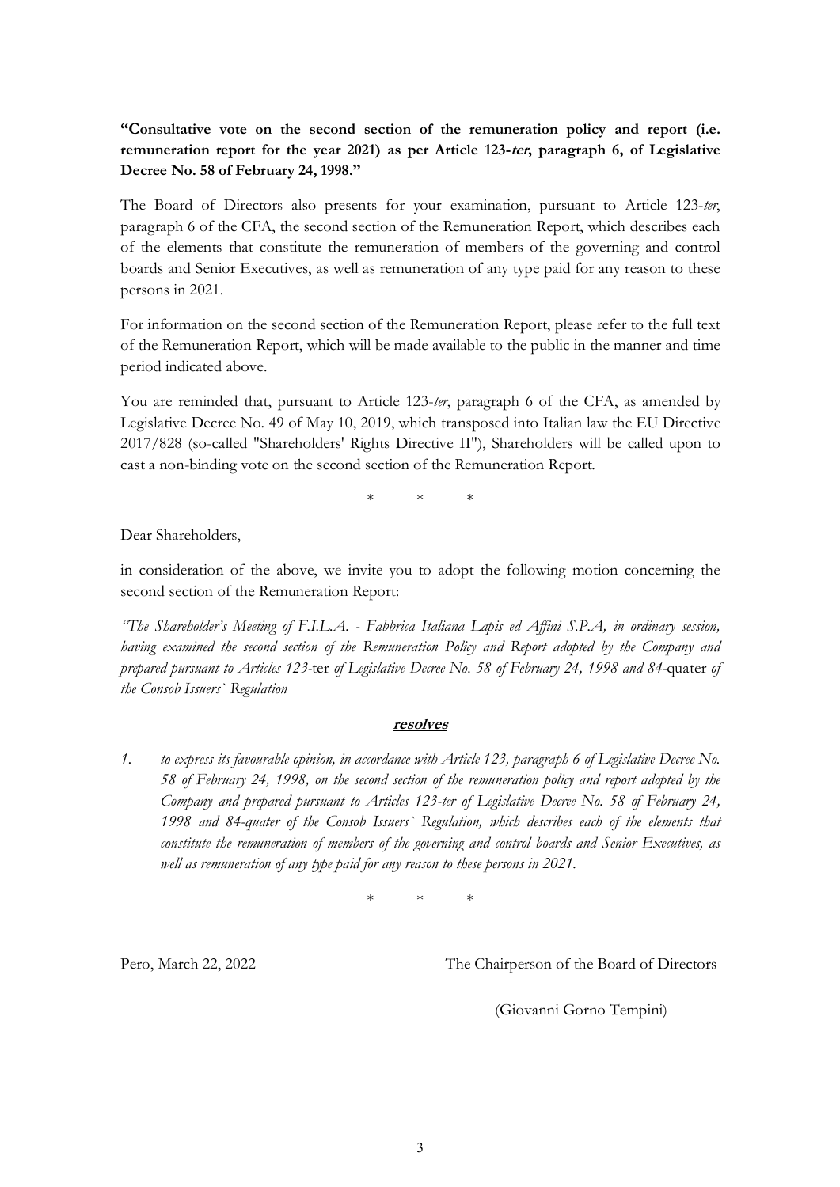**"Consultative vote on the second section of the remuneration policy and report (i.e. remuneration report for the year 2021) as per Article 123-*ter*, paragraph 6, of Legislative Decree No. 58 of February 24, 1998."**

The Board of Directors also presents for your examination, pursuant to Article 123-*ter*, paragraph 6 of the CFA, the second section of the Remuneration Report, which describes each of the elements that constitute the remuneration of members of the governing and control boards and Senior Executives, as well as remuneration of any type paid for any reason to these persons in 2021.

For information on the second section of the Remuneration Report, please refer to the full text of the Remuneration Report, which will be made available to the public in the manner and time period indicated above.

You are reminded that, pursuant to Article 123-*ter*, paragraph 6 of the CFA, as amended by Legislative Decree No. 49 of May 10, 2019, which transposed into Italian law the EU Directive 2017/828 (so-called "Shareholders' Rights Directive II"), Shareholders will be called upon to cast a non-binding vote on the second section of the Remuneration Report.

\* \* \*

Dear Shareholders,

in consideration of the above, we invite you to adopt the following motion concerning the second section of the Remuneration Report:

*"The Shareholder's Meeting of F.I.L.A. - Fabbrica Italiana Lapis ed Affini S.P.A, in ordinary session, having examined the second section of the Remuneration Policy and Report adopted by the Company and prepared pursuant to Articles 123-*ter *of Legislative Decree No. 58 of February 24, 1998 and 84-*quater *of the Consob Issuers` Regulation*

***resolves***

1. *to express its favourable opinion, in accordance with Article 123, paragraph 6 of Legislative Decree No. 58 of February 24, 1998, on the second section of the remuneration policy and report adopted by the Company and prepared pursuant to Articles 123-ter of Legislative Decree No. 58 of February 24, 1998 and 84-quater of the Consob Issuers` Regulation, which describes each of the elements that constitute the remuneration of members of the governing and control boards and Senior Executives, as well as remuneration of any type paid for any reason to these persons in 2021.*

\* \* \*

Pero, March 22, 2022

The Chairperson of the Board of Directors

(Giovanni Gorno Tempini)